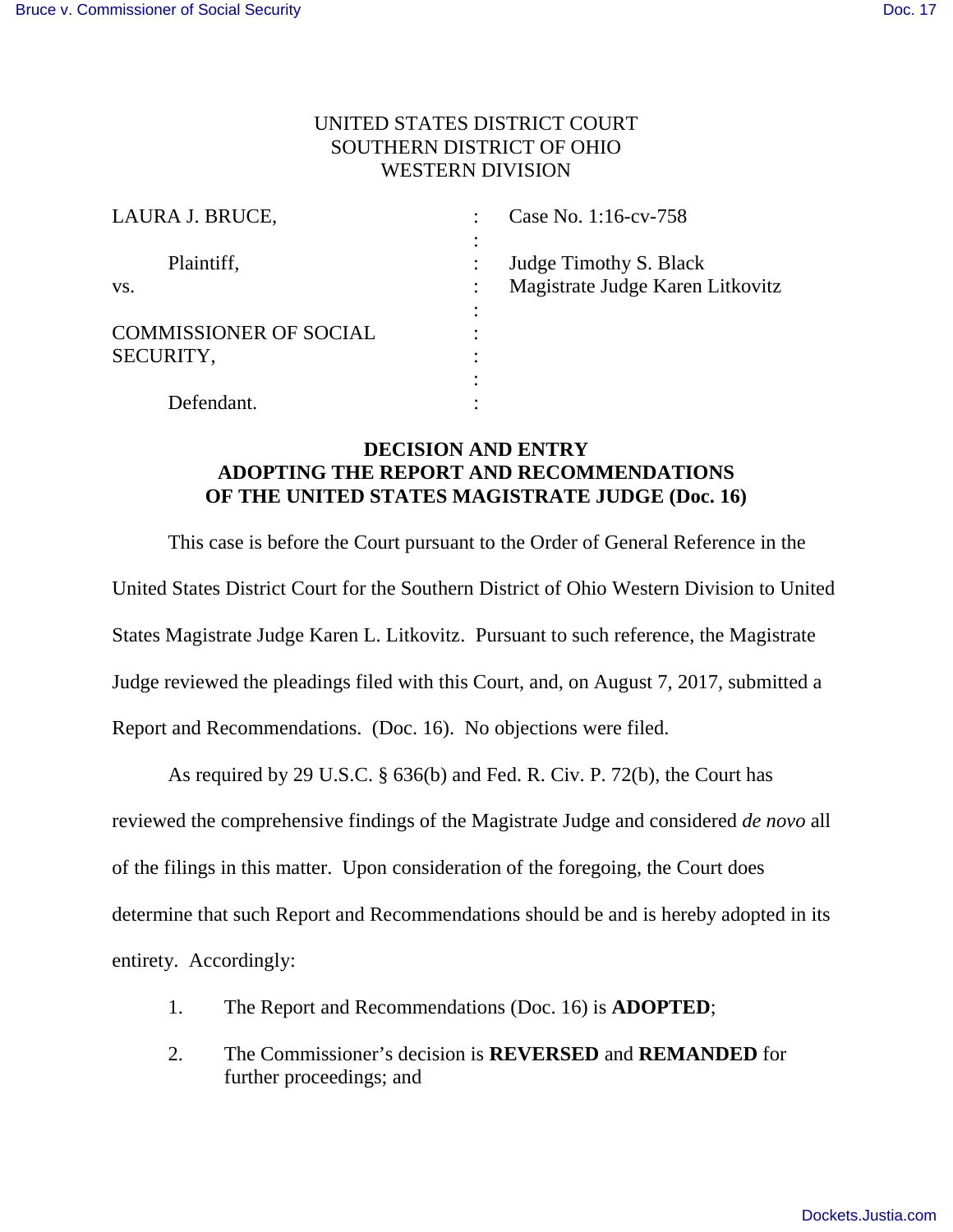UNITED STATES DISTRICT COURT
SOUTHERN DISTRICT OF OHIO
WESTERN DIVISION

| | | |
|---|---|---|
| LAURA J. BRUCE, | : | Case No. 1:16-cv-758 |
| | : | |
| Plaintiff, | : | Judge Timothy S. Black |
| vs. | : | Magistrate Judge Karen Litkovitz |
| | : | |
| COMMISSIONER OF SOCIAL SECURITY, | : | |
| | : | |
| Defendant. | : | |

**DECISION AND ENTRY**
**ADOPTING THE REPORT AND RECOMMENDATIONS**
**OF THE UNITED STATES MAGISTRATE JUDGE (Doc. 16)**

This case is before the Court pursuant to the Order of General Reference in the United States District Court for the Southern District of Ohio Western Division to United States Magistrate Judge Karen L. Litkovitz. Pursuant to such reference, the Magistrate Judge reviewed the pleadings filed with this Court, and, on August 7, 2017, submitted a Report and Recommendations. (Doc. 16). No objections were filed.

As required by 29 U.S.C. § 636(b) and Fed. R. Civ. P. 72(b), the Court has reviewed the comprehensive findings of the Magistrate Judge and considered *de novo* all of the filings in this matter. Upon consideration of the foregoing, the Court does determine that such Report and Recommendations should be and is hereby adopted in its entirety. Accordingly:

1. The Report and Recommendations (Doc. 16) is **ADOPTED**;
2. The Commissioner's decision is **REVERSED** and **REMANDED** for further proceedings; and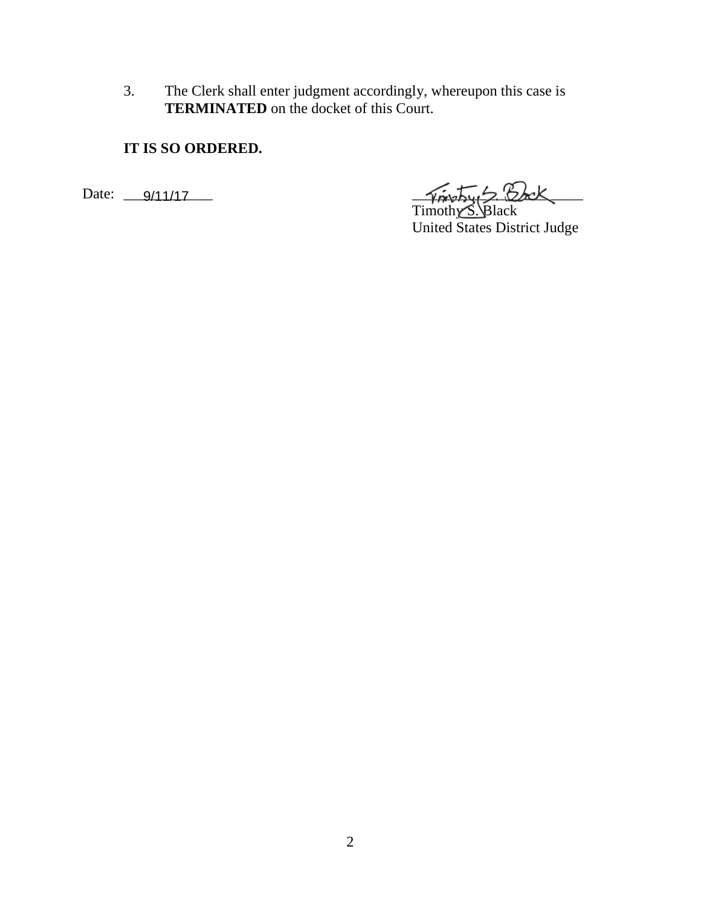3. The Clerk shall enter judgment accordingly, whereupon this case is **TERMINATED** on the docket of this Court.

**IT IS SO ORDERED.**

Date: 9/11/17

Timothy S. Black
United States District Judge